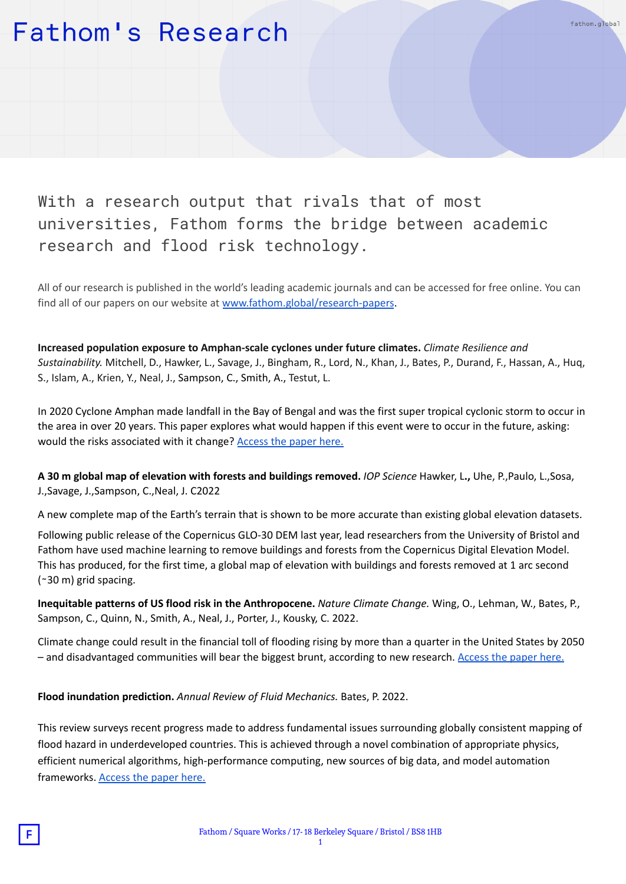# Fathom's Research

With a research output that rivals that of most universities, Fathom forms the bridge between academic research and flood risk technology.

All of our research is published in the world's leading academic journals and can be accessed for free online. You can find all of our papers on our website at www.fathom.global/research-papers.

**Increased population exposure to Amphan-scale cyclones under future climates.** *Climate Resilience and Sustainability.* Mitchell, D., Hawker, L., Savage, J., Bingham, R., Lord, N., Khan, J., Bates, P., Durand, F., Hassan, A., Huq, S., Islam, A., Krien, Y., Neal, J., Sampson, C., Smith, A., Testut, L.

In 2020 Cyclone Amphan made landfall in the Bay of Bengal and was the first super tropical cyclonic storm to occur in the area in over 20 years. This paper explores what would happen if this event were to occur in the future, asking: would the risks associated with it change? Access the paper here.

**A 30 m global map of elevation with forests and buildings removed.** *IOP Science* Hawker, L.**,** Uhe, P.,Paulo, L.,Sosa, J.,Savage, J.,Sampson, C.,Neal, J. C2022

A new complete map of the Earth's terrain that is shown to be more accurate than existing global elevation datasets.

Following public release of the Copernicus GLO-30 DEM last year, lead researchers from the University of Bristol and Fathom have used machine learning to remove buildings and forests from the Copernicus Digital Elevation Model. This has produced, for the first time, a global map of elevation with buildings and forests removed at 1 arc second (~30 m) grid spacing.

**Inequitable patterns of US flood risk in the Anthropocene.** *Nature Climate Change.* Wing, O., Lehman, W., Bates, P., Sampson, C., Quinn, N., Smith, A., Neal, J., Porter, J., Kousky, C. 2022.

Climate change could result in the financial toll of flooding rising by more than a quarter in the United States by 2050 – and disadvantaged communities will bear the biggest brunt, according to new research. Access the paper here.

**Flood inundation prediction.** *Annual Review of Fluid Mechanics.* Bates, P. 2022.

This review surveys recent progress made to address fundamental issues surrounding globally consistent mapping of flood hazard in underdeveloped countries. This is achieved through a novel combination of appropriate physics, efficient numerical algorithms, high-performance computing, new sources of big data, and model automation frameworks. Access the paper here.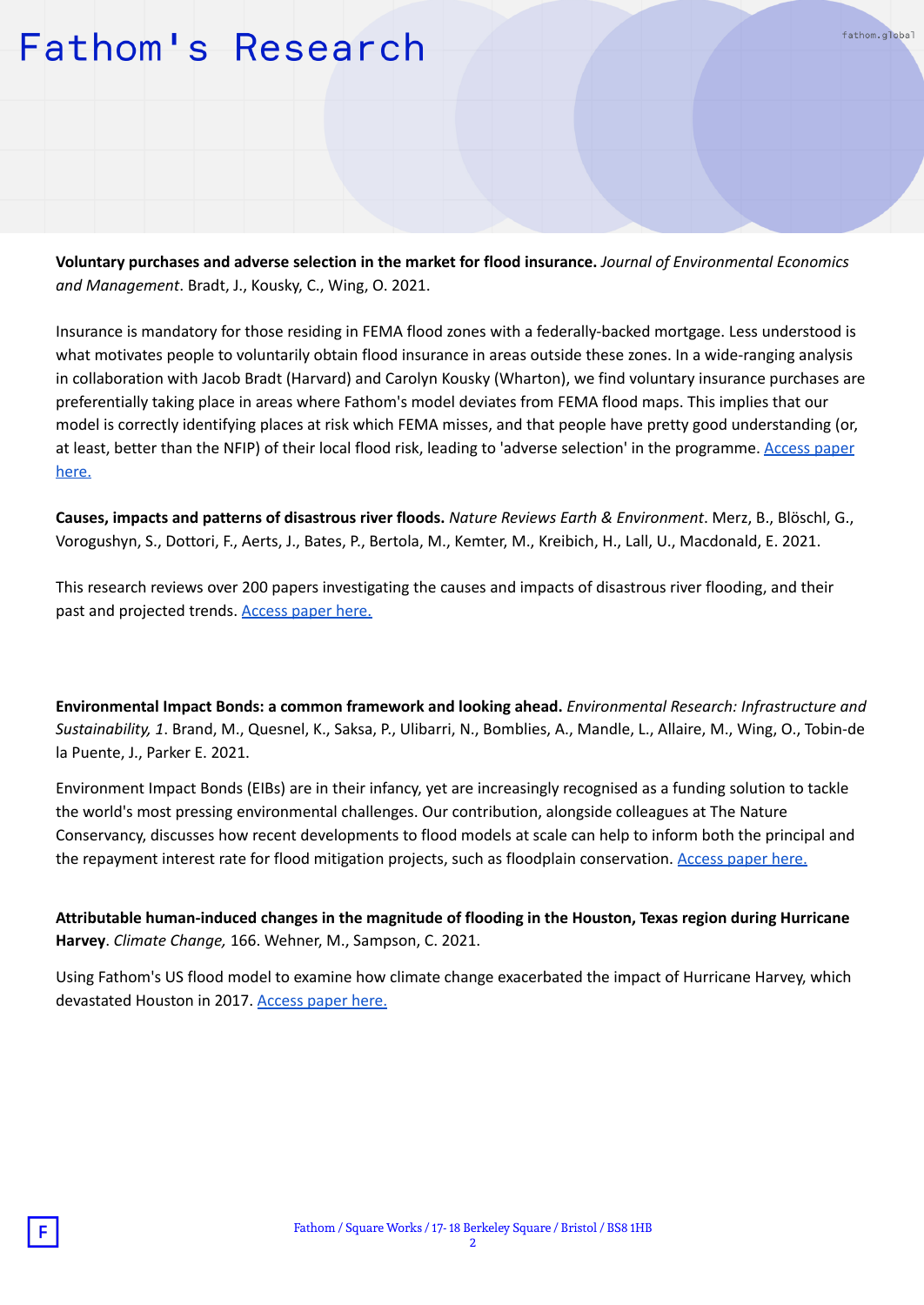# Fathom's Research

**Voluntary purchases and adverse selection in the market for flood insurance.** *Journal of Environmental Economics and Management*. Bradt, J., Kousky, C., Wing, O. 2021.

Insurance is mandatory for those residing in FEMA flood zones with a federally-backed mortgage. Less understood is what motivates people to voluntarily obtain flood insurance in areas outside these zones. In a wide-ranging analysis in collaboration with Jacob Bradt (Harvard) and Carolyn Kousky (Wharton), we find voluntary insurance purchases are preferentially taking place in areas where Fathom's model deviates from FEMA flood maps. This implies that our model is correctly identifying places at risk which FEMA misses, and that people have pretty good understanding (or, at least, better than the NFIP) of their local flood risk, leading to 'adverse selection' in the programme. Access paper here.

**Causes, impacts and patterns of disastrous river floods.** *Nature Reviews Earth & Environment*. Merz, B., Blöschl, G., Vorogushyn, S., Dottori, F., Aerts, J., Bates, P., Bertola, M., Kemter, M., Kreibich, H., Lall, U., Macdonald, E. 2021.

This research reviews over 200 papers investigating the causes and impacts of disastrous river flooding, and their past and projected trends. Access paper here.

**Environmental Impact Bonds: a common framework and looking ahead.** *Environmental Research: Infrastructure and Sustainability, 1*. Brand, M., Quesnel, K., Saksa, P., Ulibarri, N., Bomblies, A., Mandle, L., Allaire, M., Wing, O., Tobin-de la Puente, J., Parker E. 2021.

Environment Impact Bonds (EIBs) are in their infancy, yet are increasingly recognised as a funding solution to tackle the world's most pressing environmental challenges. Our contribution, alongside colleagues at The Nature Conservancy, discusses how recent developments to flood models at scale can help to inform both the principal and the repayment interest rate for flood mitigation projects, such as floodplain conservation. Access paper here.

**Attributable human-induced changes in the magnitude of flooding in the Houston, Texas region during Hurricane Harvey**. *Climate Change,* 166. Wehner, M., Sampson, C. 2021.

Using Fathom's US flood model to examine how climate change exacerbated the impact of Hurricane Harvey, which devastated Houston in 2017. Access paper here.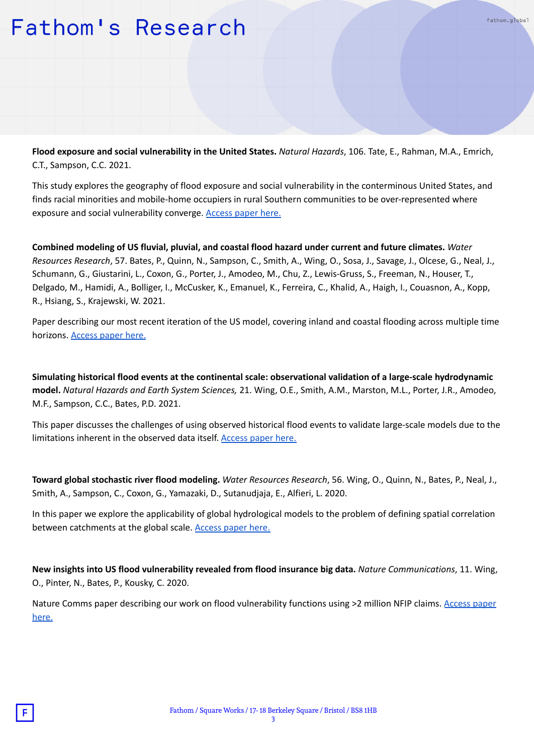# Fathom's Research

**Flood exposure and social vulnerability in the United States.** *Natural Hazards*, 106. Tate, E., Rahman, M.A., Emrich, C.T., Sampson, C.C. 2021.

This study explores the geography of flood exposure and social vulnerability in the conterminous United States, and finds racial minorities and mobile-home occupiers in rural Southern communities to be over-represented where exposure and social vulnerability converge. Access paper here.

**Combined modeling of US fluvial, pluvial, and coastal flood hazard under current and future climates.** *Water Resources Research*, 57. Bates, P., Quinn, N., Sampson, C., Smith, A., Wing, O., Sosa, J., Savage, J., Olcese, G., Neal, J., Schumann, G., Giustarini, L., Coxon, G., Porter, J., Amodeo, M., Chu, Z., Lewis-Gruss, S., Freeman, N., Houser, T., Delgado, M., Hamidi, A., Bolliger, I., McCusker, K., Emanuel, K., Ferreira, C., Khalid, A., Haigh, I., Couasnon, A., Kopp, R., Hsiang, S., Krajewski, W. 2021.

Paper describing our most recent iteration of the US model, covering inland and coastal flooding across multiple time horizons. Access paper here.

**Simulating historical flood events at the continental scale: observational validation of a large-scale hydrodynamic model.** *Natural Hazards and Earth System Sciences,* 21. Wing, O.E., Smith, A.M., Marston, M.L., Porter, J.R., Amodeo, M.F., Sampson, C.C., Bates, P.D. 2021.

This paper discusses the challenges of using observed historical flood events to validate large-scale models due to the limitations inherent in the observed data itself. Access paper here.

**Toward global stochastic river flood modeling.** *Water Resources Research*, 56. Wing, O., Quinn, N., Bates, P., Neal, J., Smith, A., Sampson, C., Coxon, G., Yamazaki, D., Sutanudjaja, E., Alfieri, L. 2020.

In this paper we explore the applicability of global hydrological models to the problem of defining spatial correlation between catchments at the global scale. Access paper here.

**New insights into US flood vulnerability revealed from flood insurance big data.** *Nature Communications*, 11. Wing, O., Pinter, N., Bates, P., Kousky, C. 2020.

Nature Comms paper describing our work on flood vulnerability functions using >2 million NFIP claims. Access paper here.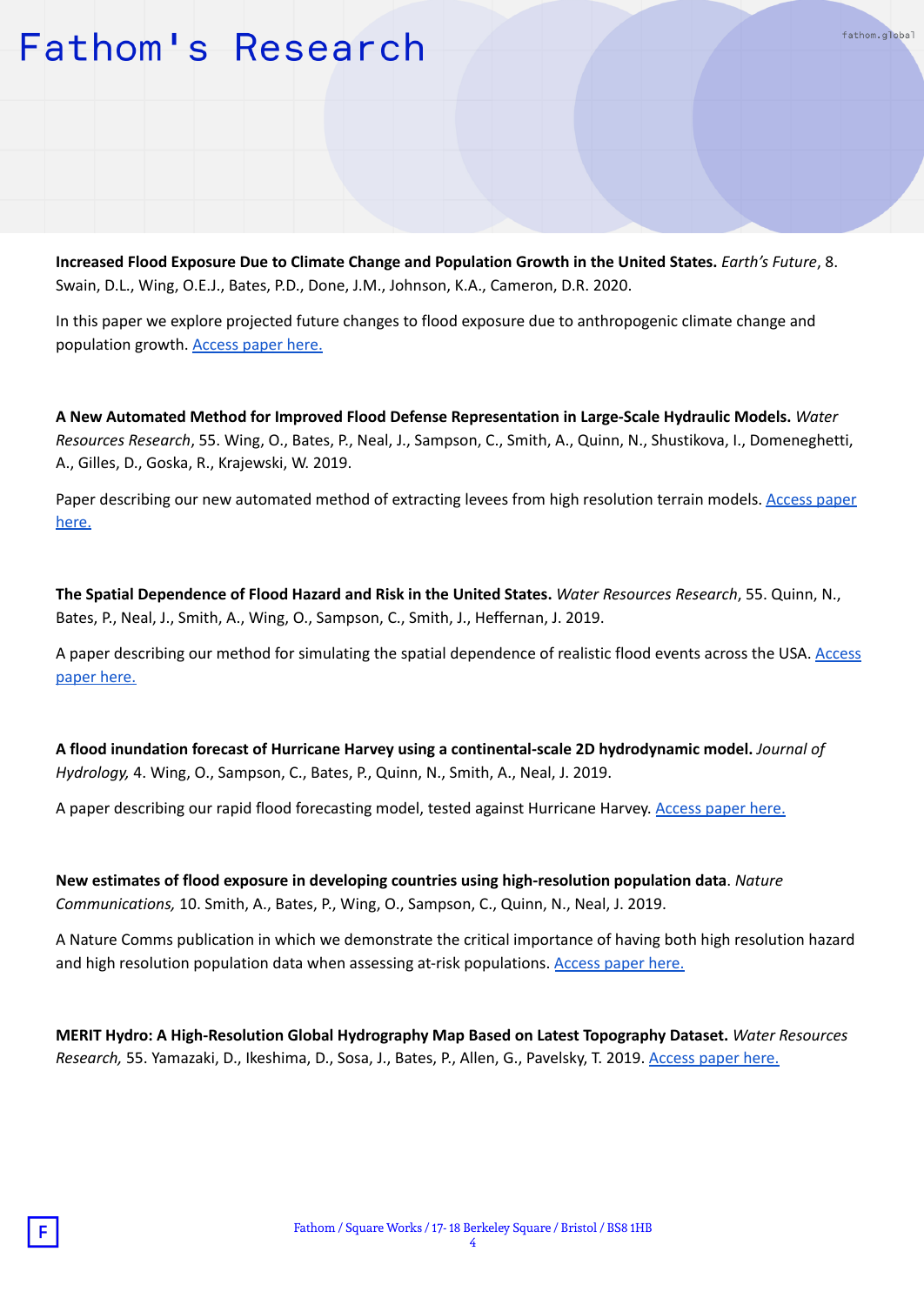**Increased Flood Exposure Due to Climate Change and Population Growth in the United States.** *Earth's Future*, 8. Swain, D.L., Wing, O.E.J., Bates, P.D., Done, J.M., Johnson, K.A., Cameron, D.R. 2020.

In this paper we explore projected future changes to flood exposure due to anthropogenic climate change and population growth. Access paper here.

**A New Automated Method for Improved Flood Defense Representation in Large-Scale Hydraulic Models.** *Water Resources Research*, 55. Wing, O., Bates, P., Neal, J., Sampson, C., Smith, A., Quinn, N., Shustikova, I., Domeneghetti, A., Gilles, D., Goska, R., Krajewski, W. 2019.

Paper describing our new automated method of extracting levees from high resolution terrain models. Access paper here.

**The Spatial Dependence of Flood Hazard and Risk in the United States.** *Water Resources Research*, 55. Quinn, N., Bates, P., Neal, J., Smith, A., Wing, O., Sampson, C., Smith, J., Heffernan, J. 2019.

A paper describing our method for simulating the spatial dependence of realistic flood events across the USA. Access paper here.

**A flood inundation forecast of Hurricane Harvey using a continental-scale 2D hydrodynamic model.** *Journal of Hydrology,* 4. Wing, O., Sampson, C., Bates, P., Quinn, N., Smith, A., Neal, J. 2019.

A paper describing our rapid flood forecasting model, tested against Hurricane Harvey. Access paper here.

**New estimates of flood exposure in developing countries using high-resolution population data**. *Nature Communications,* 10. Smith, A., Bates, P., Wing, O., Sampson, C., Quinn, N., Neal, J. 2019.

A Nature Comms publication in which we demonstrate the critical importance of having both high resolution hazard and high resolution population data when assessing at-risk populations. Access paper here.

**MERIT Hydro: A High-Resolution Global Hydrography Map Based on Latest Topography Dataset.** *Water Resources Research,* 55. Yamazaki, D., Ikeshima, D., Sosa, J., Bates, P., Allen, G., Pavelsky, T. 2019. Access paper here.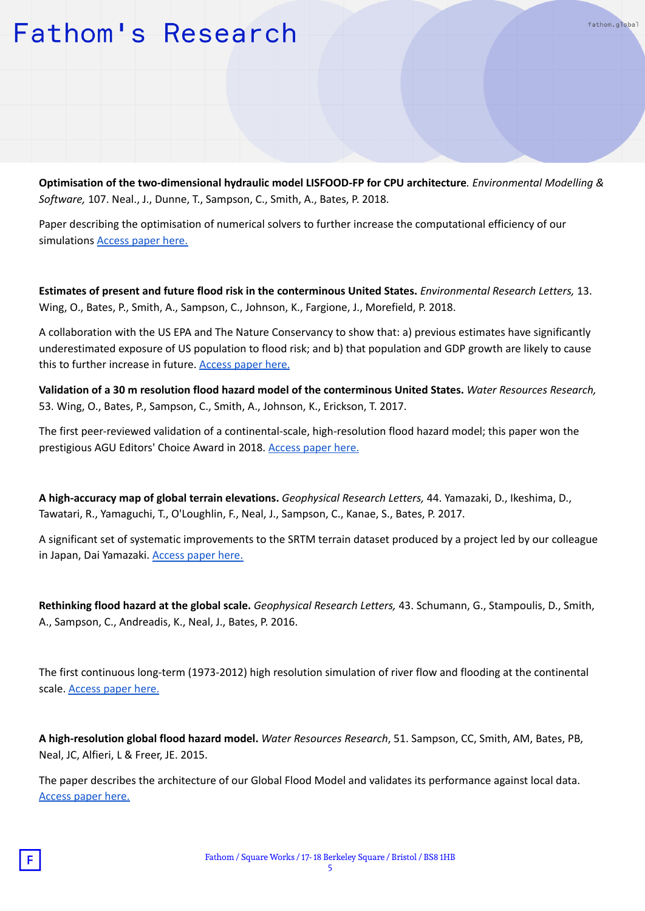# Fathom's Research

**Optimisation of the two-dimensional hydraulic model LISFOOD-FP for CPU architecture**. *Environmental Modelling & Software,* 107. Neal., J., Dunne, T., Sampson, C., Smith, A., Bates, P. 2018.

Paper describing the optimisation of numerical solvers to further increase the computational efficiency of our simulations Access paper here.

**Estimates of present and future flood risk in the conterminous United States.** *Environmental Research Letters,* 13. Wing, O., Bates, P., Smith, A., Sampson, C., Johnson, K., Fargione, J., Morefield, P. 2018.

A collaboration with the US EPA and The Nature Conservancy to show that: a) previous estimates have significantly underestimated exposure of US population to flood risk; and b) that population and GDP growth are likely to cause this to further increase in future. Access paper here.

**Validation of a 30 m resolution flood hazard model of the conterminous United States.** *Water Resources Research,* 53. Wing, O., Bates, P., Sampson, C., Smith, A., Johnson, K., Erickson, T. 2017.

The first peer-reviewed validation of a continental-scale, high-resolution flood hazard model; this paper won the prestigious AGU Editors' Choice Award in 2018. Access paper here.

**A high-accuracy map of global terrain elevations.** *Geophysical Research Letters,* 44. Yamazaki, D., Ikeshima, D., Tawatari, R., Yamaguchi, T., O'Loughlin, F., Neal, J., Sampson, C., Kanae, S., Bates, P. 2017.

A significant set of systematic improvements to the SRTM terrain dataset produced by a project led by our colleague in Japan, Dai Yamazaki. Access paper here.

**Rethinking flood hazard at the global scale.** *Geophysical Research Letters,* 43. Schumann, G., Stampoulis, D., Smith, A., Sampson, C., Andreadis, K., Neal, J., Bates, P. 2016.

The first continuous long-term (1973-2012) high resolution simulation of river flow and flooding at the continental scale. Access paper here.

**A high-resolution global flood hazard model.** *Water Resources Research*, 51. Sampson, CC, Smith, AM, Bates, PB, Neal, JC, Alfieri, L & Freer, JE. 2015.

The paper describes the architecture of our Global Flood Model and validates its performance against local data. Access paper here.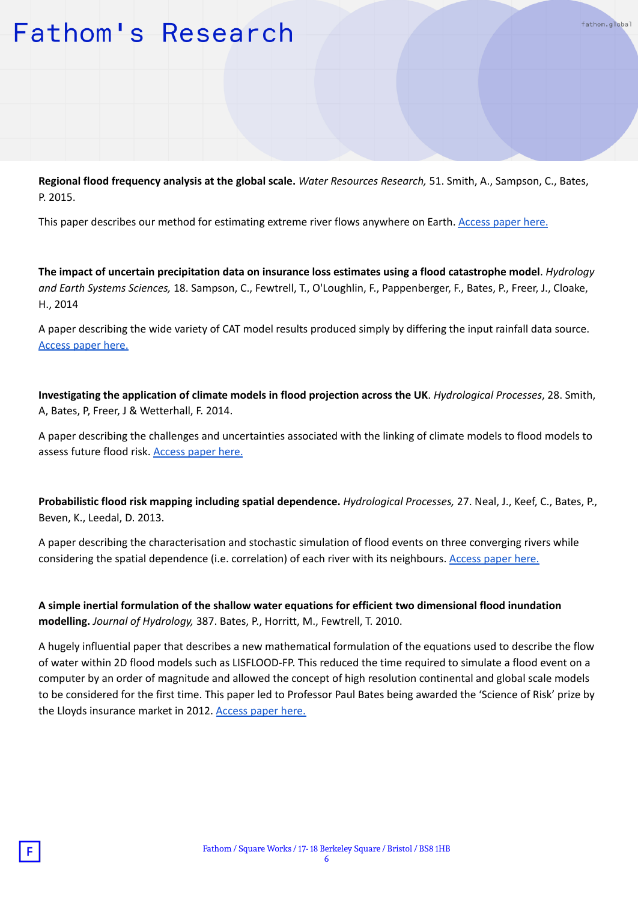# Fathom's Research

**Regional flood frequency analysis at the global scale.** *Water Resources Research,* 51. Smith, A., Sampson, C., Bates, P. 2015.

This paper describes our method for estimating extreme river flows anywhere on Earth. Access paper here.

**The impact of uncertain precipitation data on insurance loss estimates using a flood catastrophe model**. *Hydrology and Earth Systems Sciences,* 18. Sampson, C., Fewtrell, T., O'Loughlin, F., Pappenberger, F., Bates, P., Freer, J., Cloake, H., 2014

A paper describing the wide variety of CAT model results produced simply by differing the input rainfall data source. Access paper here.

**Investigating the application of climate models in flood projection across the UK**. *Hydrological Processes*, 28. Smith, A, Bates, P, Freer, J & Wetterhall, F. 2014.

A paper describing the challenges and uncertainties associated with the linking of climate models to flood models to assess future flood risk. Access paper here.

**Probabilistic flood risk mapping including spatial dependence.** *Hydrological Processes,* 27. Neal, J., Keef, C., Bates, P., Beven, K., Leedal, D. 2013.

A paper describing the characterisation and stochastic simulation of flood events on three converging rivers while considering the spatial dependence (i.e. correlation) of each river with its neighbours. Access paper here.

**A simple inertial formulation of the shallow water equations for efficient two dimensional flood inundation modelling.** *Journal of Hydrology,* 387. Bates, P., Horritt, M., Fewtrell, T. 2010.

A hugely influential paper that describes a new mathematical formulation of the equations used to describe the flow of water within 2D flood models such as LISFLOOD-FP. This reduced the time required to simulate a flood event on a computer by an order of magnitude and allowed the concept of high resolution continental and global scale models to be considered for the first time. This paper led to Professor Paul Bates being awarded the 'Science of Risk' prize by the Lloyds insurance market in 2012. Access paper here.

Fathom / Square Works / 17-18 Berkeley Square / Bristol / BS8 1HB